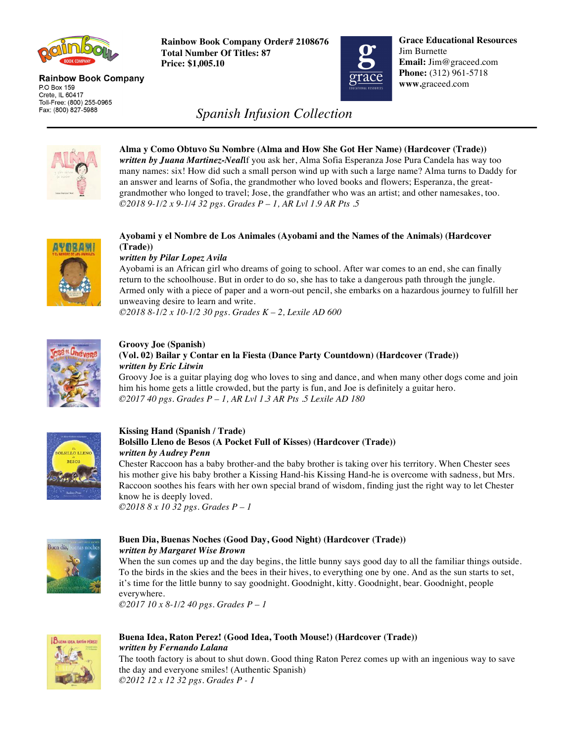**Rainbow Book Company**
P.O Box 159
Crete, IL 60417
Toll-Free: (800) 255-0965
Fax: (800) 827-5988

**Rainbow Book Company Order# 2108676**
**Total Number Of Titles: 87**
**Price: $1,005.10**

**Grace Educational Resources**
Jim Burnette
**Email:** Jim@graceed.com
**Phone:** (312) 961-5718
**www.**graceed.com

# *Spanish Infusion Collection*

---

**Alma y Como Obtuvo Su Nombre (Alma and How She Got Her Name) (Hardcover (Trade))**
***written by Juana Martinez-Neal***If you ask her, Alma Sofia Esperanza Jose Pura Candela has way too many names: six! How did such a small person wind up with such a large name? Alma turns to Daddy for an answer and learns of Sofia, the grandmother who loved books and flowers; Esperanza, the great-grandmother who longed to travel; Jose, the grandfather who was an artist; and other namesakes, too.
*©2018 9-1/2 x 9-1/4 32 pgs. Grades P – 1, AR Lvl 1.9 AR Pts .5*

**Ayobami y el Nombre de Los Animales (Ayobami and the Names of the Animals) (Hardcover (Trade))**
***written by Pilar Lopez Avila***
Ayobami is an African girl who dreams of going to school. After war comes to an end, she can finally return to the schoolhouse. But in order to do so, she has to take a dangerous path through the jungle. Armed only with a piece of paper and a worn-out pencil, she embarks on a hazardous journey to fulfill her unweaving desire to learn and write.
*©2018 8-1/2 x 10-1/2 30 pgs. Grades K – 2, Lexile AD 600*

**Groovy Joe (Spanish)**
**(Vol. 02) Bailar y Contar en la Fiesta (Dance Party Countdown) (Hardcover (Trade))**
***written by Eric Litwin***
Groovy Joe is a guitar playing dog who loves to sing and dance, and when many other dogs come and join him his home gets a little crowded, but the party is fun, and Joe is definitely a guitar hero.
*©2017 40 pgs. Grades P – 1, AR Lvl 1.3 AR Pts .5 Lexile AD 180*

**Kissing Hand (Spanish / Trade)**
**Bolsillo Lleno de Besos (A Pocket Full of Kisses) (Hardcover (Trade))**
***written by Audrey Penn***
Chester Raccoon has a baby brother-and the baby brother is taking over his territory. When Chester sees his mother give his baby brother a Kissing Hand-his Kissing Hand-he is overcome with sadness, but Mrs. Raccoon soothes his fears with her own special brand of wisdom, finding just the right way to let Chester know he is deeply loved.
*©2018 8 x 10 32 pgs. Grades P – 1*

**Buen Dia, Buenas Noches (Good Day, Good Night) (Hardcover (Trade))**
***written by Margaret Wise Brown***
When the sun comes up and the day begins, the little bunny says good day to all the familiar things outside. To the birds in the skies and the bees in their hives, to everything one by one. And as the sun starts to set, it's time for the little bunny to say goodnight. Goodnight, kitty. Goodnight, bear. Goodnight, people everywhere.
*©2017 10 x 8-1/2 40 pgs. Grades P – 1*

**Buena Idea, Raton Perez! (Good Idea, Tooth Mouse!) (Hardcover (Trade))**
***written by Fernando Lalana***
The tooth factory is about to shut down. Good thing Raton Perez comes up with an ingenious way to save the day and everyone smiles! (Authentic Spanish)
*©2012 12 x 12 32 pgs. Grades P - 1*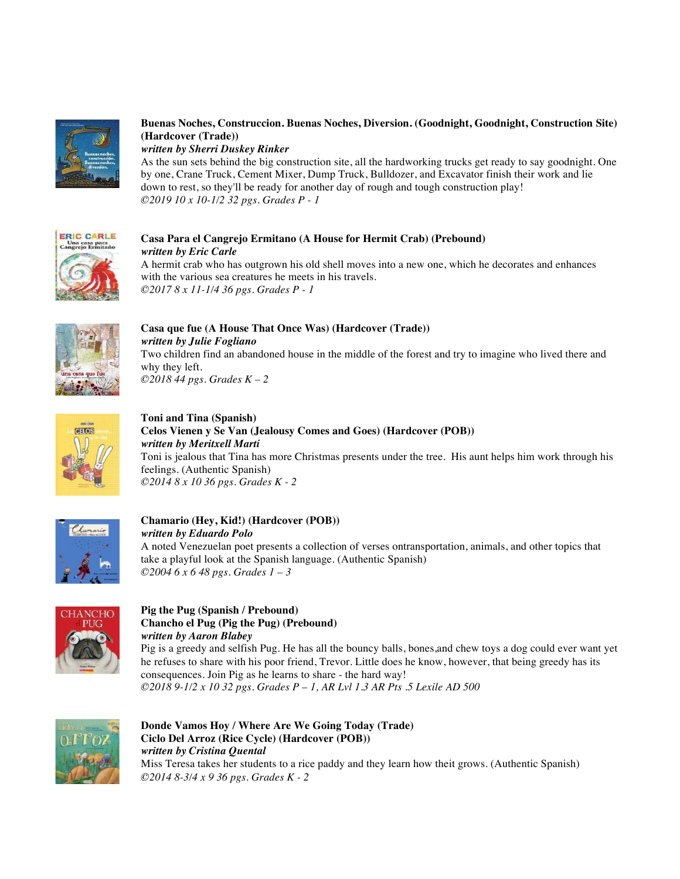**Buenas Noches, Construccion. Buenas Noches, Diversion. (Goodnight, Goodnight, Construction Site) (Hardcover (Trade))**
***written by Sherri Duskey Rinker***
As the sun sets behind the big construction site, all the hardworking trucks get ready to say goodnight. One by one, Crane Truck, Cement Mixer, Dump Truck, Bulldozer, and Excavator finish their work and lie down to rest, so they'll be ready for another day of rough and tough construction play!
*©2019 10 x 10-1/2 32 pgs. Grades P - 1*

**Casa Para el Cangrejo Ermitano (A House for Hermit Crab) (Prebound)**
***written by Eric Carle***
A hermit crab who has outgrown his old shell moves into a new one, which he decorates and enhances with the various sea creatures he meets in his travels.
*©2017 8 x 11-1/4 36 pgs. Grades P - 1*

**Casa que fue (A House That Once Was) (Hardcover (Trade))**
***written by Julie Fogliano***
Two children find an abandoned house in the middle of the forest and try to imagine who lived there and why they left.
*©2018 44 pgs. Grades K – 2*

**Toni and Tina (Spanish)**
**Celos Vienen y Se Van (Jealousy Comes and Goes) (Hardcover (POB))**
***written by Meritxell Marti***
Toni is jealous that Tina has more Christmas presents under the tree. His aunt helps him work through his feelings. (Authentic Spanish)
*©2014 8 x 10 36 pgs. Grades K - 2*

**Chamario (Hey, Kid!) (Hardcover (POB))**
***written by Eduardo Polo***
A noted Venezuelan poet presents a collection of verses ontransportation, animals, and other topics that take a playful look at the Spanish language. (Authentic Spanish)
*©2004 6 x 6 48 pgs. Grades 1 – 3*

**Pig the Pug (Spanish / Prebound)**
**Chancho el Pug (Pig the Pug) (Prebound)**
***written by Aaron Blabey***
Pig is a greedy and selfish Pug. He has all the bouncy balls, bones,and chew toys a dog could ever want yet he refuses to share with his poor friend, Trevor. Little does he know, however, that being greedy has its consequences. Join Pig as he learns to share - the hard way!
*©2018 9-1/2 x 10 32 pgs. Grades P – 1, AR Lvl 1.3 AR Pts .5 Lexile AD 500*

**Donde Vamos Hoy / Where Are We Going Today (Trade)**
**Ciclo Del Arroz (Rice Cycle) (Hardcover (POB))**
***written by Cristina Quental***
Miss Teresa takes her students to a rice paddy and they learn how theit grows. (Authentic Spanish)
*©2014 8-3/4 x 9 36 pgs. Grades K - 2*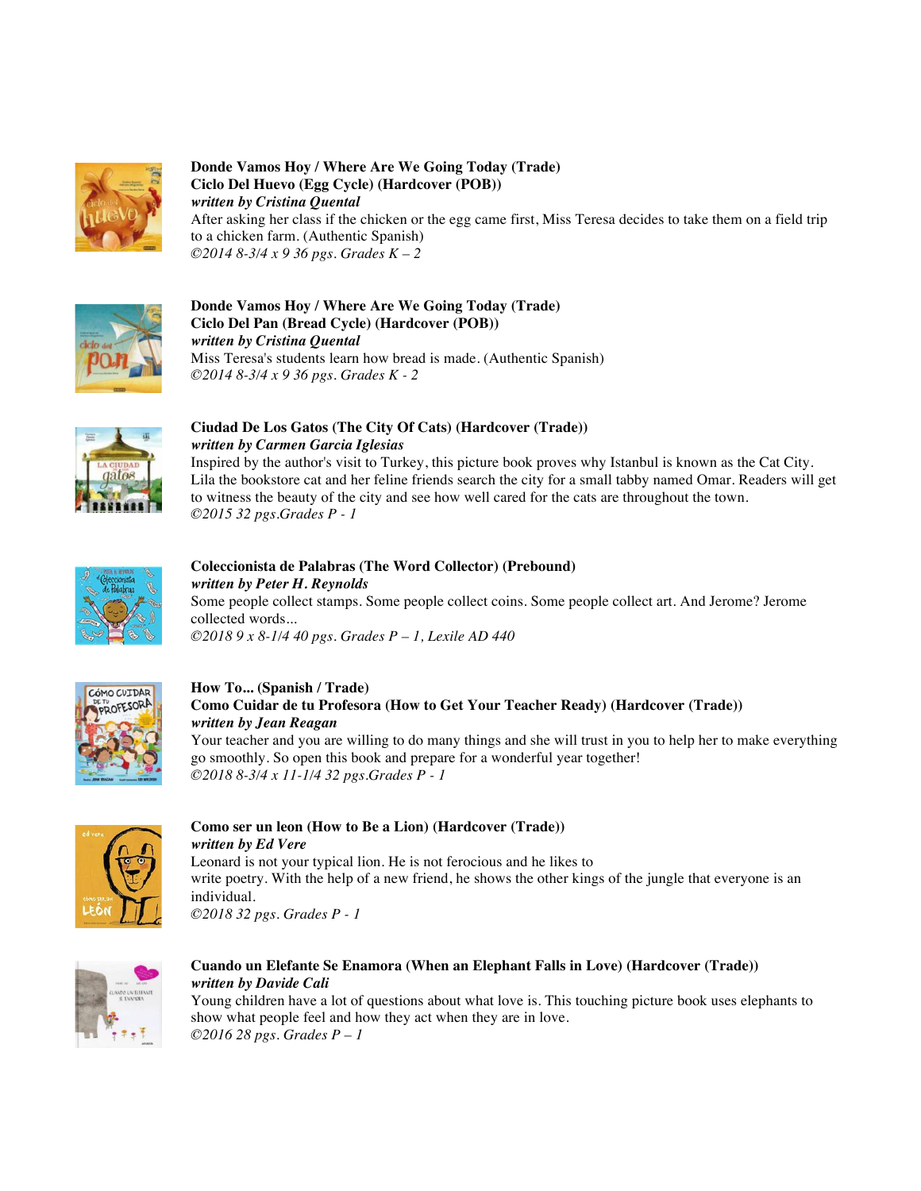**Donde Vamos Hoy / Where Are We Going Today (Trade)**
**Ciclo Del Huevo (Egg Cycle) (Hardcover (POB))**
***written by Cristina Quental***
After asking her class if the chicken or the egg came first, Miss Teresa decides to take them on a field trip to a chicken farm. (Authentic Spanish)
*©2014 8-3/4 x 9 36 pgs. Grades K – 2*

**Donde Vamos Hoy / Where Are We Going Today (Trade)**
**Ciclo Del Pan (Bread Cycle) (Hardcover (POB))**
***written by Cristina Quental***
Miss Teresa's students learn how bread is made. (Authentic Spanish)
*©2014 8-3/4 x 9 36 pgs. Grades K - 2*

**Ciudad De Los Gatos (The City Of Cats) (Hardcover (Trade))**
***written by Carmen Garcia Iglesias***
Inspired by the author's visit to Turkey, this picture book proves why Istanbul is known as the Cat City. Lila the bookstore cat and her feline friends search the city for a small tabby named Omar. Readers will get to witness the beauty of the city and see how well cared for the cats are throughout the town.
*©2015 32 pgs.Grades P - 1*

**Coleccionista de Palabras (The Word Collector) (Prebound)**
***written by Peter H. Reynolds***
Some people collect stamps. Some people collect coins. Some people collect art. And Jerome? Jerome collected words...
*©2018 9 x 8-1/4 40 pgs. Grades P – 1, Lexile AD 440*

**How To... (Spanish / Trade)**
**Como Cuidar de tu Profesora (How to Get Your Teacher Ready) (Hardcover (Trade))**
***written by Jean Reagan***
Your teacher and you are willing to do many things and she will trust in you to help her to make everything go smoothly. So open this book and prepare for a wonderful year together!
*©2018 8-3/4 x 11-1/4 32 pgs.Grades P - 1*

**Como ser un leon (How to Be a Lion) (Hardcover (Trade))**
***written by Ed Vere***
Leonard is not your typical lion. He is not ferocious and he likes to write poetry. With the help of a new friend, he shows the other kings of the jungle that everyone is an individual.
*©2018 32 pgs. Grades P - 1*

**Cuando un Elefante Se Enamora (When an Elephant Falls in Love) (Hardcover (Trade))**
***written by Davide Cali***
Young children have a lot of questions about what love is. This touching picture book uses elephants to show what people feel and how they act when they are in love.
*©2016 28 pgs. Grades P – 1*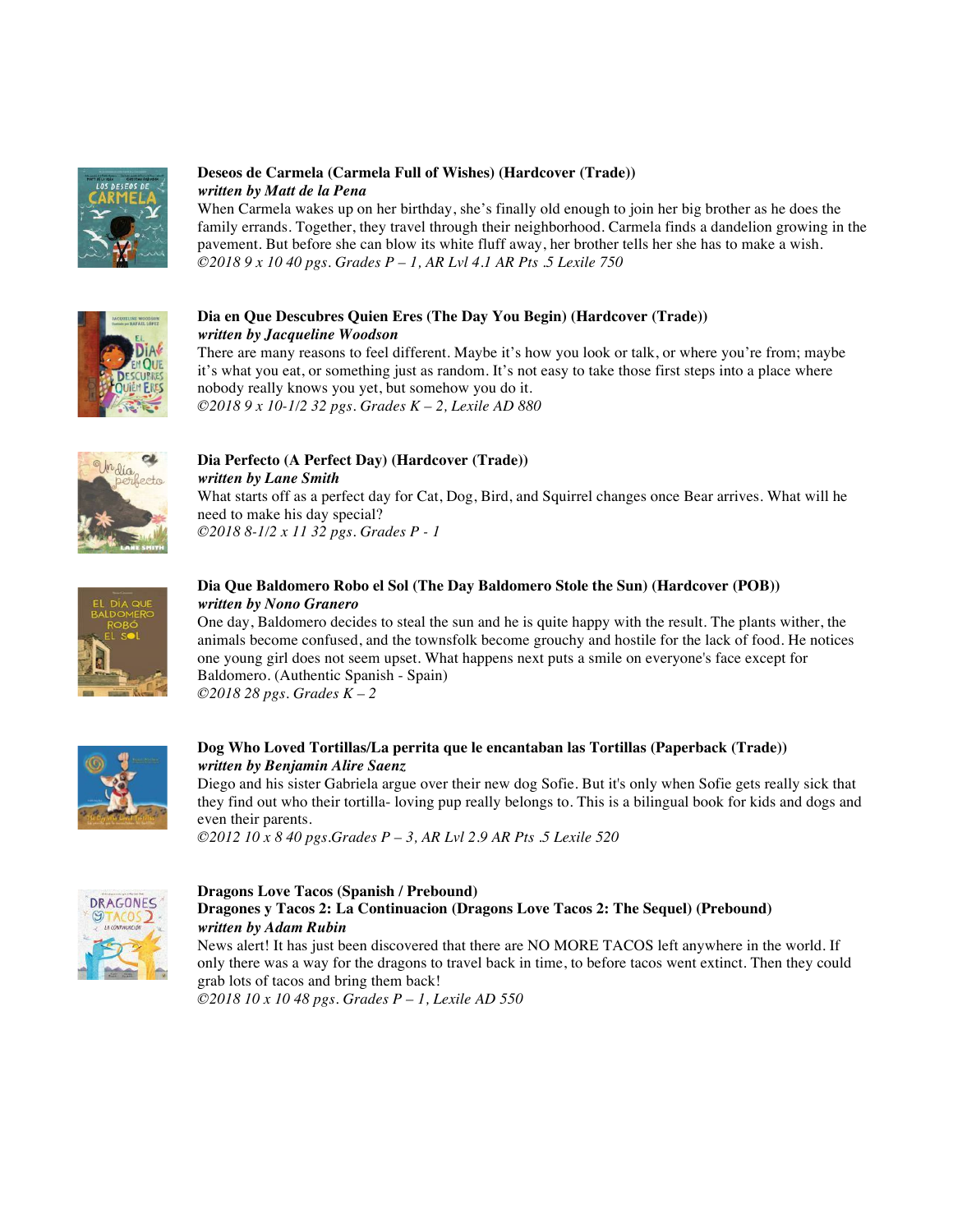**Deseos de Carmela (Carmela Full of Wishes) (Hardcover (Trade))**
***written by Matt de la Pena***
When Carmela wakes up on her birthday, she's finally old enough to join her big brother as he does the family errands. Together, they travel through their neighborhood. Carmela finds a dandelion growing in the pavement. But before she can blow its white fluff away, her brother tells her she has to make a wish.
*©2018 9 x 10 40 pgs. Grades P – 1, AR Lvl 4.1 AR Pts .5 Lexile 750*

**Dia en Que Descubres Quien Eres (The Day You Begin) (Hardcover (Trade))**
***written by Jacqueline Woodson***
There are many reasons to feel different. Maybe it's how you look or talk, or where you're from; maybe it's what you eat, or something just as random. It's not easy to take those first steps into a place where nobody really knows you yet, but somehow you do it.
*©2018 9 x 10-1/2 32 pgs. Grades K – 2, Lexile AD 880*

**Dia Perfecto (A Perfect Day) (Hardcover (Trade))**
***written by Lane Smith***
What starts off as a perfect day for Cat, Dog, Bird, and Squirrel changes once Bear arrives. What will he need to make his day special?
*©2018 8-1/2 x 11 32 pgs. Grades P - 1*

**Dia Que Baldomero Robo el Sol (The Day Baldomero Stole the Sun) (Hardcover (POB))**
***written by Nono Granero***
One day, Baldomero decides to steal the sun and he is quite happy with the result. The plants wither, the animals become confused, and the townsfolk become grouchy and hostile for the lack of food. He notices one young girl does not seem upset. What happens next puts a smile on everyone's face except for Baldomero. (Authentic Spanish - Spain)
*©2018 28 pgs. Grades K – 2*

**Dog Who Loved Tortillas/La perrita que le encantaban las Tortillas (Paperback (Trade))**
***written by Benjamin Alire Saenz***
Diego and his sister Gabriela argue over their new dog Sofie. But it's only when Sofie gets really sick that they find out who their tortilla- loving pup really belongs to. This is a bilingual book for kids and dogs and even their parents.
*©2012 10 x 8 40 pgs.Grades P – 3, AR Lvl 2.9 AR Pts .5 Lexile 520*

**Dragons Love Tacos (Spanish / Prebound)**
**Dragones y Tacos 2: La Continuacion (Dragons Love Tacos 2: The Sequel) (Prebound)**
***written by Adam Rubin***
News alert! It has just been discovered that there are NO MORE TACOS left anywhere in the world. If only there was a way for the dragons to travel back in time, to before tacos went extinct. Then they could grab lots of tacos and bring them back!
*©2018 10 x 10 48 pgs. Grades P – 1, Lexile AD 550*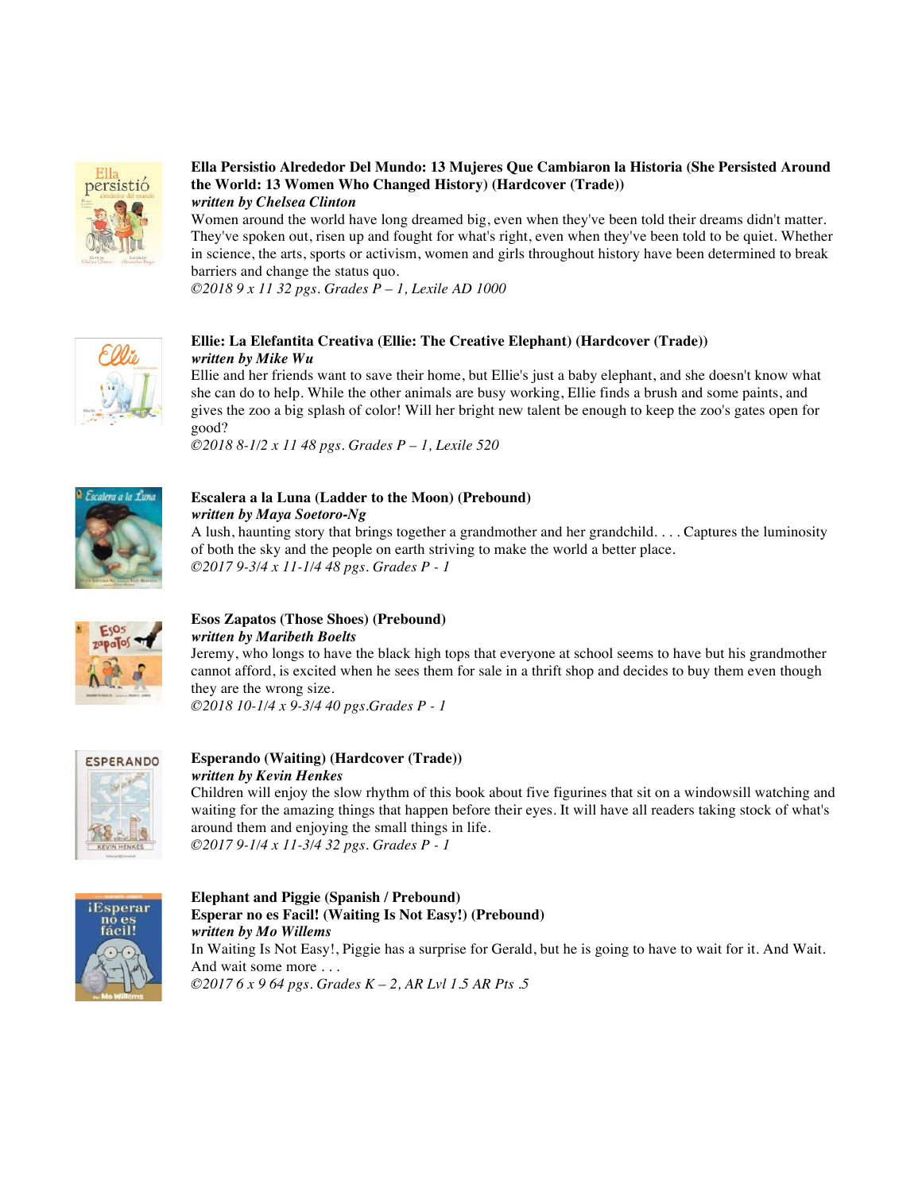**Ella Persistio Alrededor Del Mundo: 13 Mujeres Que Cambiaron la Historia (She Persisted Around the World: 13 Women Who Changed History) (Hardcover (Trade))**
***written by Chelsea Clinton***
Women around the world have long dreamed big, even when they've been told their dreams didn't matter. They've spoken out, risen up and fought for what's right, even when they've been told to be quiet. Whether in science, the arts, sports or activism, women and girls throughout history have been determined to break barriers and change the status quo.
*©2018 9 x 11 32 pgs. Grades P – 1, Lexile AD 1000*

**Ellie: La Elefantita Creativa (Ellie: The Creative Elephant) (Hardcover (Trade))**
***written by Mike Wu***
Ellie and her friends want to save their home, but Ellie's just a baby elephant, and she doesn't know what she can do to help. While the other animals are busy working, Ellie finds a brush and some paints, and gives the zoo a big splash of color! Will her bright new talent be enough to keep the zoo's gates open for good?
*©2018 8-1/2 x 11 48 pgs. Grades P – 1, Lexile 520*

**Escalera a la Luna (Ladder to the Moon) (Prebound)**
***written by Maya Soetoro-Ng***
A lush, haunting story that brings together a grandmother and her grandchild. . . . Captures the luminosity of both the sky and the people on earth striving to make the world a better place.
*©2017 9-3/4 x 11-1/4 48 pgs. Grades P - 1*

**Esos Zapatos (Those Shoes) (Prebound)**
***written by Maribeth Boelts***
Jeremy, who longs to have the black high tops that everyone at school seems to have but his grandmother cannot afford, is excited when he sees them for sale in a thrift shop and decides to buy them even though they are the wrong size.
*©2018 10-1/4 x 9-3/4 40 pgs.Grades P - 1*

**Esperando (Waiting) (Hardcover (Trade))**
***written by Kevin Henkes***
Children will enjoy the slow rhythm of this book about five figurines that sit on a windowsill watching and waiting for the amazing things that happen before their eyes. It will have all readers taking stock of what's around them and enjoying the small things in life.
*©2017 9-1/4 x 11-3/4 32 pgs. Grades P - 1*

**Elephant and Piggie (Spanish / Prebound)**
**Esperar no es Facil! (Waiting Is Not Easy!) (Prebound)**
***written by Mo Willems***
In Waiting Is Not Easy!, Piggie has a surprise for Gerald, but he is going to have to wait for it. And Wait. And wait some more . . .
*©2017 6 x 9 64 pgs. Grades K – 2, AR Lvl 1.5 AR Pts .5*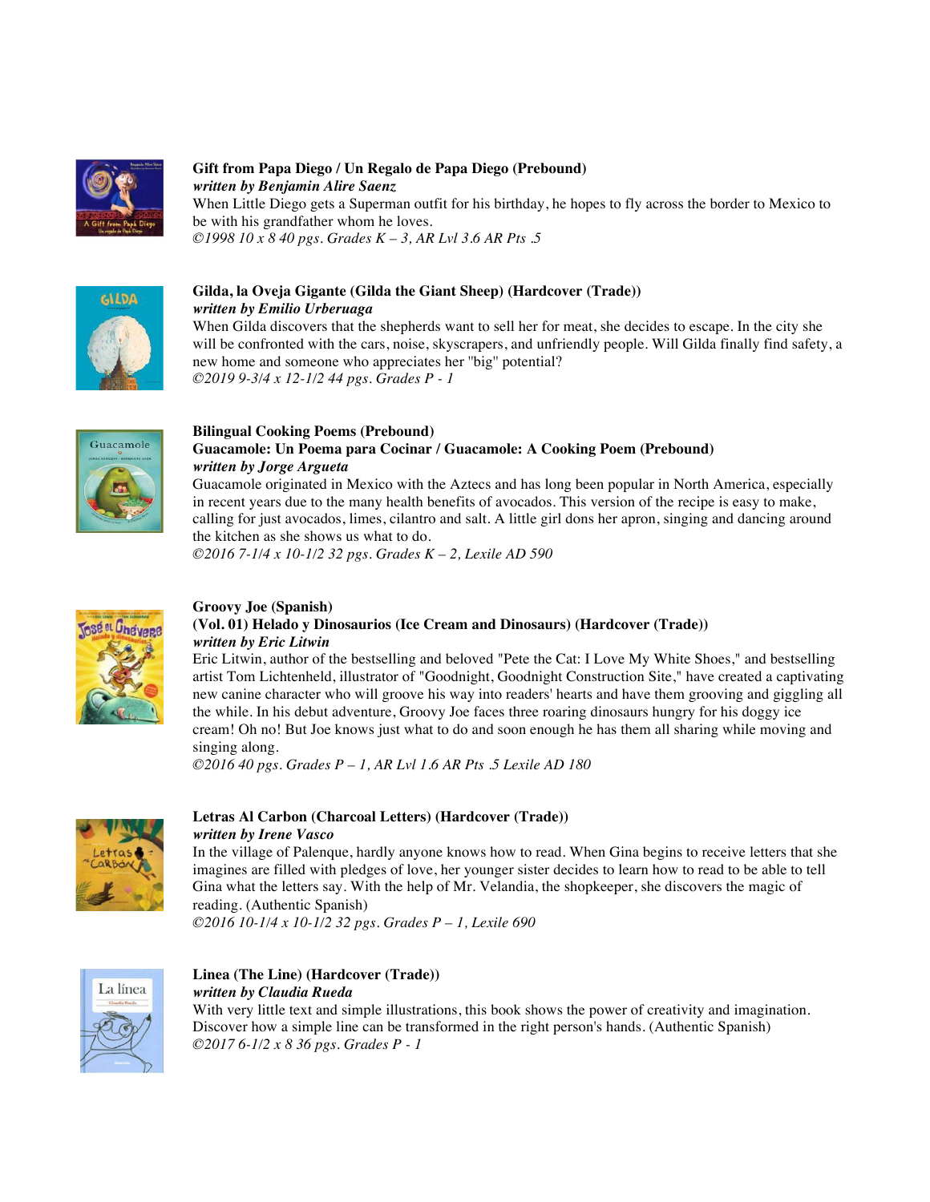**Gift from Papa Diego / Un Regalo de Papa Diego (Prebound)**
***written by Benjamin Alire Saenz***
When Little Diego gets a Superman outfit for his birthday, he hopes to fly across the border to Mexico to be with his grandfather whom he loves.
*©1998 10 x 8 40 pgs. Grades K – 3, AR Lvl 3.6 AR Pts .5*

**Gilda, la Oveja Gigante (Gilda the Giant Sheep) (Hardcover (Trade))**
***written by Emilio Urberuaga***
When Gilda discovers that the shepherds want to sell her for meat, she decides to escape. In the city she will be confronted with the cars, noise, skyscrapers, and unfriendly people. Will Gilda finally find safety, a new home and someone who appreciates her "big" potential?
*©2019 9-3/4 x 12-1/2 44 pgs. Grades P - 1*

**Bilingual Cooking Poems (Prebound)**
**Guacamole: Un Poema para Cocinar / Guacamole: A Cooking Poem (Prebound)**
***written by Jorge Argueta***
Guacamole originated in Mexico with the Aztecs and has long been popular in North America, especially in recent years due to the many health benefits of avocados. This version of the recipe is easy to make, calling for just avocados, limes, cilantro and salt. A little girl dons her apron, singing and dancing around the kitchen as she shows us what to do.
*©2016 7-1/4 x 10-1/2 32 pgs. Grades K – 2, Lexile AD 590*

**Groovy Joe (Spanish)**
**(Vol. 01) Helado y Dinosaurios (Ice Cream and Dinosaurs) (Hardcover (Trade))**
***written by Eric Litwin***
Eric Litwin, author of the bestselling and beloved "Pete the Cat: I Love My White Shoes," and bestselling artist Tom Lichtenheld, illustrator of "Goodnight, Goodnight Construction Site," have created a captivating new canine character who will groove his way into readers' hearts and have them grooving and giggling all the while. In his debut adventure, Groovy Joe faces three roaring dinosaurs hungry for his doggy ice cream! Oh no! But Joe knows just what to do and soon enough he has them all sharing while moving and singing along.
*©2016 40 pgs. Grades P – 1, AR Lvl 1.6 AR Pts .5 Lexile AD 180*

**Letras Al Carbon (Charcoal Letters) (Hardcover (Trade))**
***written by Irene Vasco***
In the village of Palenque, hardly anyone knows how to read. When Gina begins to receive letters that she imagines are filled with pledges of love, her younger sister decides to learn how to read to be able to tell Gina what the letters say. With the help of Mr. Velandia, the shopkeeper, she discovers the magic of reading. (Authentic Spanish)
*©2016 10-1/4 x 10-1/2 32 pgs. Grades P – 1, Lexile 690*

**Linea (The Line) (Hardcover (Trade))**
***written by Claudia Rueda***
With very little text and simple illustrations, this book shows the power of creativity and imagination. Discover how a simple line can be transformed in the right person's hands. (Authentic Spanish)
*©2017 6-1/2 x 8 36 pgs. Grades P - 1*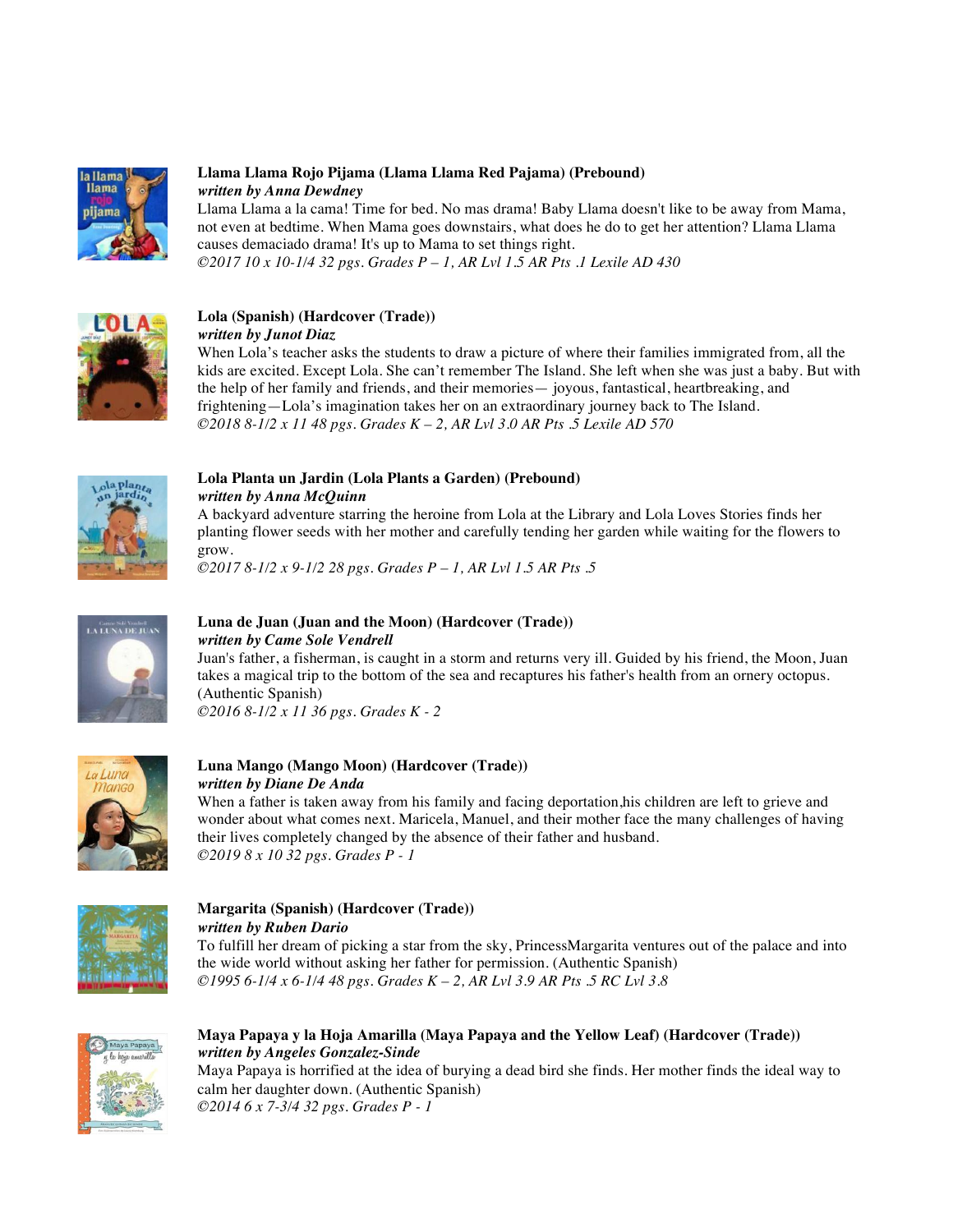**Llama Llama Rojo Pijama (Llama Llama Red Pajama) (Prebound)**
***written by Anna Dewdney***
Llama Llama a la cama! Time for bed. No mas drama! Baby Llama doesn't like to be away from Mama, not even at bedtime. When Mama goes downstairs, what does he do to get her attention? Llama Llama causes demaciado drama! It's up to Mama to set things right.
*©2017 10 x 10-1/4 32 pgs. Grades P – 1, AR Lvl 1.5 AR Pts .1 Lexile AD 430*

**Lola (Spanish) (Hardcover (Trade))**
***written by Junot Diaz***
When Lola's teacher asks the students to draw a picture of where their families immigrated from, all the kids are excited. Except Lola. She can't remember The Island. She left when she was just a baby. But with the help of her family and friends, and their memories— joyous, fantastical, heartbreaking, and frightening—Lola's imagination takes her on an extraordinary journey back to The Island.
*©2018 8-1/2 x 11 48 pgs. Grades K – 2, AR Lvl 3.0 AR Pts .5 Lexile AD 570*

**Lola Planta un Jardin (Lola Plants a Garden) (Prebound)**
***written by Anna McQuinn***
A backyard adventure starring the heroine from Lola at the Library and Lola Loves Stories finds her planting flower seeds with her mother and carefully tending her garden while waiting for the flowers to grow.
*©2017 8-1/2 x 9-1/2 28 pgs. Grades P – 1, AR Lvl 1.5 AR Pts .5*

**Luna de Juan (Juan and the Moon) (Hardcover (Trade))**
***written by Came Sole Vendrell***
Juan's father, a fisherman, is caught in a storm and returns very ill. Guided by his friend, the Moon, Juan takes a magical trip to the bottom of the sea and recaptures his father's health from an ornery octopus. (Authentic Spanish)
*©2016 8-1/2 x 11 36 pgs. Grades K - 2*

**Luna Mango (Mango Moon) (Hardcover (Trade))**
***written by Diane De Anda***
When a father is taken away from his family and facing deportation,his children are left to grieve and wonder about what comes next. Maricela, Manuel, and their mother face the many challenges of having their lives completely changed by the absence of their father and husband.
*©2019 8 x 10 32 pgs. Grades P - 1*

**Margarita (Spanish) (Hardcover (Trade))**
***written by Ruben Dario***
To fulfill her dream of picking a star from the sky, PrincessMargarita ventures out of the palace and into the wide world without asking her father for permission. (Authentic Spanish)
*©1995 6-1/4 x 6-1/4 48 pgs. Grades K – 2, AR Lvl 3.9 AR Pts .5 RC Lvl 3.8*

**Maya Papaya y la Hoja Amarilla (Maya Papaya and the Yellow Leaf) (Hardcover (Trade))**
***written by Angeles Gonzalez-Sinde***
Maya Papaya is horrified at the idea of burying a dead bird she finds. Her mother finds the ideal way to calm her daughter down. (Authentic Spanish)
*©2014 6 x 7-3/4 32 pgs. Grades P - 1*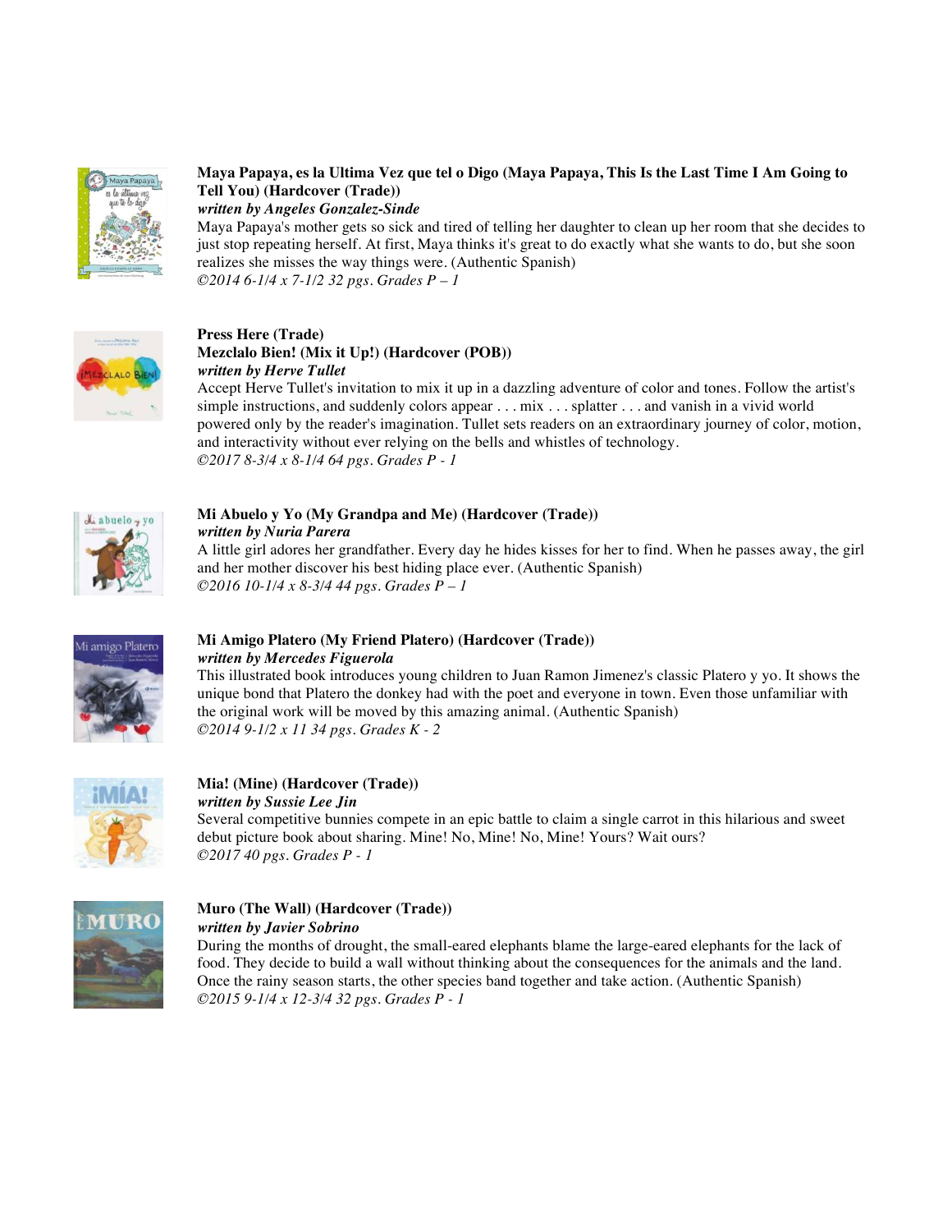**Maya Papaya, es la Ultima Vez que tel o Digo (Maya Papaya, This Is the Last Time I Am Going to Tell You) (Hardcover (Trade))**
***written by Angeles Gonzalez-Sinde***
Maya Papaya's mother gets so sick and tired of telling her daughter to clean up her room that she decides to just stop repeating herself. At first, Maya thinks it's great to do exactly what she wants to do, but she soon realizes she misses the way things were. (Authentic Spanish)
*©2014 6-1/4 x 7-1/2 32 pgs. Grades P – 1*

**Press Here (Trade)**
**Mezclalo Bien! (Mix it Up!) (Hardcover (POB))**
***written by Herve Tullet***
Accept Herve Tullet's invitation to mix it up in a dazzling adventure of color and tones. Follow the artist's simple instructions, and suddenly colors appear . . . mix . . . splatter . . . and vanish in a vivid world powered only by the reader's imagination. Tullet sets readers on an extraordinary journey of color, motion, and interactivity without ever relying on the bells and whistles of technology.
*©2017 8-3/4 x 8-1/4 64 pgs. Grades P - 1*

**Mi Abuelo y Yo (My Grandpa and Me) (Hardcover (Trade))**
***written by Nuria Parera***
A little girl adores her grandfather. Every day he hides kisses for her to find. When he passes away, the girl and her mother discover his best hiding place ever. (Authentic Spanish)
*©2016 10-1/4 x 8-3/4 44 pgs. Grades P – 1*

**Mi Amigo Platero (My Friend Platero) (Hardcover (Trade))**
***written by Mercedes Figuerola***
This illustrated book introduces young children to Juan Ramon Jimenez's classic Platero y yo. It shows the unique bond that Platero the donkey had with the poet and everyone in town. Even those unfamiliar with the original work will be moved by this amazing animal. (Authentic Spanish)
*©2014 9-1/2 x 11 34 pgs. Grades K - 2*

**Mia! (Mine) (Hardcover (Trade))**
***written by Sussie Lee Jin***
Several competitive bunnies compete in an epic battle to claim a single carrot in this hilarious and sweet debut picture book about sharing. Mine! No, Mine! No, Mine! Yours? Wait ours?
*©2017 40 pgs. Grades P - 1*

**Muro (The Wall) (Hardcover (Trade))**
***written by Javier Sobrino***
During the months of drought, the small-eared elephants blame the large-eared elephants for the lack of food. They decide to build a wall without thinking about the consequences for the animals and the land. Once the rainy season starts, the other species band together and take action. (Authentic Spanish)
*©2015 9-1/4 x 12-3/4 32 pgs. Grades P - 1*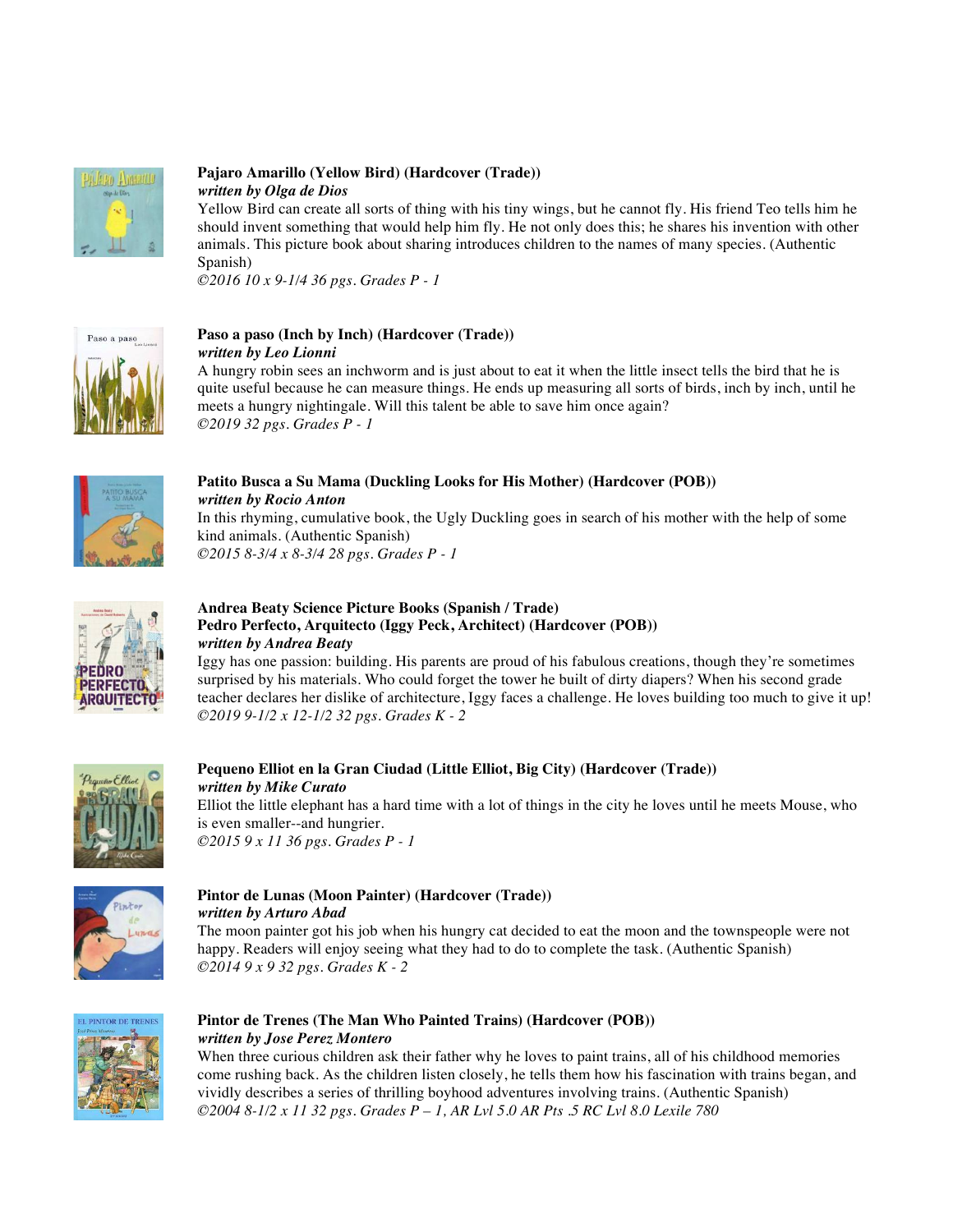**Pajaro Amarillo (Yellow Bird) (Hardcover (Trade))**
***written by Olga de Dios***
Yellow Bird can create all sorts of thing with his tiny wings, but he cannot fly. His friend Teo tells him he should invent something that would help him fly. He not only does this; he shares his invention with other animals. This picture book about sharing introduces children to the names of many species. (Authentic Spanish)
*©2016 10 x 9-1/4 36 pgs. Grades P - 1*

**Paso a paso (Inch by Inch) (Hardcover (Trade))**
***written by Leo Lionni***
A hungry robin sees an inchworm and is just about to eat it when the little insect tells the bird that he is quite useful because he can measure things. He ends up measuring all sorts of birds, inch by inch, until he meets a hungry nightingale. Will this talent be able to save him once again?
*©2019 32 pgs. Grades P - 1*

**Patito Busca a Su Mama (Duckling Looks for His Mother) (Hardcover (POB))**
***written by Rocio Anton***
In this rhyming, cumulative book, the Ugly Duckling goes in search of his mother with the help of some kind animals. (Authentic Spanish)
*©2015 8-3/4 x 8-3/4 28 pgs. Grades P - 1*

**Andrea Beaty Science Picture Books (Spanish / Trade)**
**Pedro Perfecto, Arquitecto (Iggy Peck, Architect) (Hardcover (POB))**
***written by Andrea Beaty***
Iggy has one passion: building. His parents are proud of his fabulous creations, though they're sometimes surprised by his materials. Who could forget the tower he built of dirty diapers? When his second grade teacher declares her dislike of architecture, Iggy faces a challenge. He loves building too much to give it up!
*©2019 9-1/2 x 12-1/2 32 pgs. Grades K - 2*

**Pequeno Elliot en la Gran Ciudad (Little Elliot, Big City) (Hardcover (Trade))**
***written by Mike Curato***
Elliot the little elephant has a hard time with a lot of things in the city he loves until he meets Mouse, who is even smaller--and hungrier.
*©2015 9 x 11 36 pgs. Grades P - 1*

**Pintor de Lunas (Moon Painter) (Hardcover (Trade))**
***written by Arturo Abad***
The moon painter got his job when his hungry cat decided to eat the moon and the townspeople were not happy. Readers will enjoy seeing what they had to do to complete the task. (Authentic Spanish)
*©2014 9 x 9 32 pgs. Grades K - 2*

**Pintor de Trenes (The Man Who Painted Trains) (Hardcover (POB))**
***written by Jose Perez Montero***
When three curious children ask their father why he loves to paint trains, all of his childhood memories come rushing back. As the children listen closely, he tells them how his fascination with trains began, and vividly describes a series of thrilling boyhood adventures involving trains. (Authentic Spanish)
*©2004 8-1/2 x 11 32 pgs. Grades P – 1, AR Lvl 5.0 AR Pts .5 RC Lvl 8.0 Lexile 780*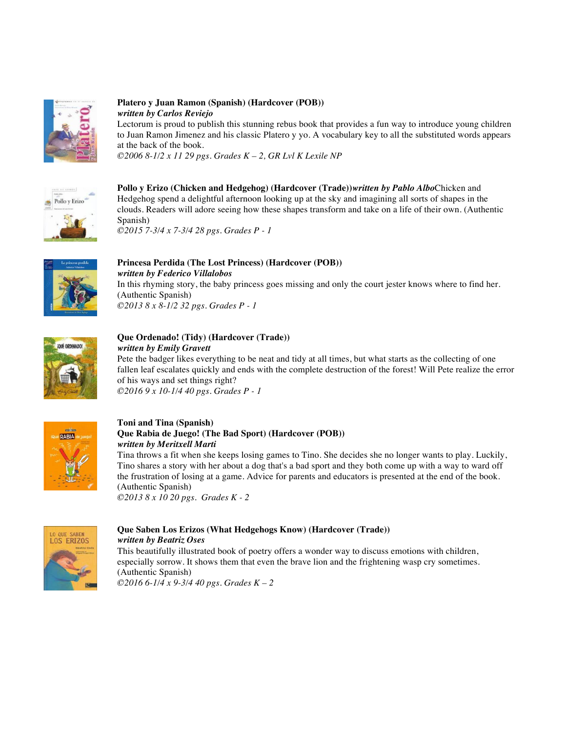**Platero y Juan Ramon (Spanish) (Hardcover (POB))**
***written by Carlos Reviejo***
Lectorum is proud to publish this stunning rebus book that provides a fun way to introduce young children to Juan Ramon Jimenez and his classic Platero y yo. A vocabulary key to all the substituted words appears at the back of the book.
*©2006 8-1/2 x 11 29 pgs. Grades K – 2, GR Lvl K Lexile NP*

**Pollo y Erizo (Chicken and Hedgehog) (Hardcover (Trade))*****written by Pablo Albo***Chicken and Hedgehog spend a delightful afternoon looking up at the sky and imagining all sorts of shapes in the clouds. Readers will adore seeing how these shapes transform and take on a life of their own. (Authentic Spanish)
*©2015 7-3/4 x 7-3/4 28 pgs. Grades P - 1*

**Princesa Perdida (The Lost Princess) (Hardcover (POB))**
***written by Federico Villalobos***
In this rhyming story, the baby princess goes missing and only the court jester knows where to find her. (Authentic Spanish)
*©2013 8 x 8-1/2 32 pgs. Grades P - 1*

**Que Ordenado! (Tidy) (Hardcover (Trade))**
***written by Emily Gravett***
Pete the badger likes everything to be neat and tidy at all times, but what starts as the collecting of one fallen leaf escalates quickly and ends with the complete destruction of the forest! Will Pete realize the error of his ways and set things right?
*©2016 9 x 10-1/4 40 pgs. Grades P - 1*

**Toni and Tina (Spanish)**
**Que Rabia de Juego! (The Bad Sport) (Hardcover (POB))**
***written by Meritxell Marti***
Tina throws a fit when she keeps losing games to Tino. She decides she no longer wants to play. Luckily, Tino shares a story with her about a dog that's a bad sport and they both come up with a way to ward off the frustration of losing at a game. Advice for parents and educators is presented at the end of the book. (Authentic Spanish)
*©2013 8 x 10 20 pgs. Grades K - 2*

**Que Saben Los Erizos (What Hedgehogs Know) (Hardcover (Trade))**
***written by Beatriz Oses***
This beautifully illustrated book of poetry offers a wonder way to discuss emotions with children, especially sorrow. It shows them that even the brave lion and the frightening wasp cry sometimes. (Authentic Spanish)
*©2016 6-1/4 x 9-3/4 40 pgs. Grades K – 2*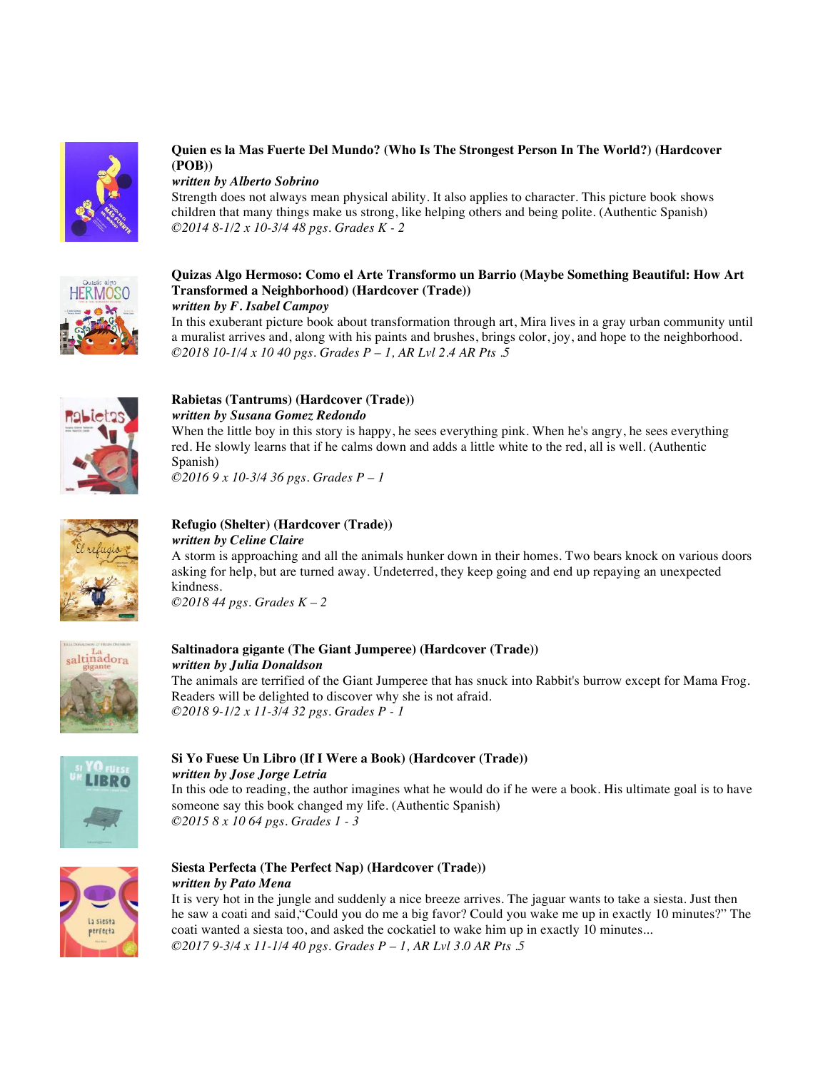**Quien es la Mas Fuerte Del Mundo? (Who Is The Strongest Person In The World?) (Hardcover (POB))**
***written by Alberto Sobrino***
Strength does not always mean physical ability. It also applies to character. This picture book shows children that many things make us strong, like helping others and being polite. (Authentic Spanish)
*©2014 8-1/2 x 10-3/4 48 pgs. Grades K - 2*

**Quizas Algo Hermoso: Como el Arte Transformo un Barrio (Maybe Something Beautiful: How Art Transformed a Neighborhood) (Hardcover (Trade))**
***written by F. Isabel Campoy***
In this exuberant picture book about transformation through art, Mira lives in a gray urban community until a muralist arrives and, along with his paints and brushes, brings color, joy, and hope to the neighborhood.
*©2018 10-1/4 x 10 40 pgs. Grades P – 1, AR Lvl 2.4 AR Pts .5*

**Rabietas (Tantrums) (Hardcover (Trade))**
***written by Susana Gomez Redondo***
When the little boy in this story is happy, he sees everything pink. When he's angry, he sees everything red. He slowly learns that if he calms down and adds a little white to the red, all is well. (Authentic Spanish)
*©2016 9 x 10-3/4 36 pgs. Grades P – 1*

**Refugio (Shelter) (Hardcover (Trade))**
***written by Celine Claire***
A storm is approaching and all the animals hunker down in their homes. Two bears knock on various doors asking for help, but are turned away. Undeterred, they keep going and end up repaying an unexpected kindness.
*©2018 44 pgs. Grades K – 2*

**Saltinadora gigante (The Giant Jumperee) (Hardcover (Trade))**
***written by Julia Donaldson***
The animals are terrified of the Giant Jumperee that has snuck into Rabbit's burrow except for Mama Frog. Readers will be delighted to discover why she is not afraid.
*©2018 9-1/2 x 11-3/4 32 pgs. Grades P - 1*

**Si Yo Fuese Un Libro (If I Were a Book) (Hardcover (Trade))**
***written by Jose Jorge Letria***
In this ode to reading, the author imagines what he would do if he were a book. His ultimate goal is to have someone say this book changed my life. (Authentic Spanish)
*©2015 8 x 10 64 pgs. Grades 1 - 3*

**Siesta Perfecta (The Perfect Nap) (Hardcover (Trade))**
***written by Pato Mena***
It is very hot in the jungle and suddenly a nice breeze arrives. The jaguar wants to take a siesta. Just then he saw a coati and said,"Could you do me a big favor? Could you wake me up in exactly 10 minutes?" The coati wanted a siesta too, and asked the cockatiel to wake him up in exactly 10 minutes...
*©2017 9-3/4 x 11-1/4 40 pgs. Grades P – 1, AR Lvl 3.0 AR Pts .5*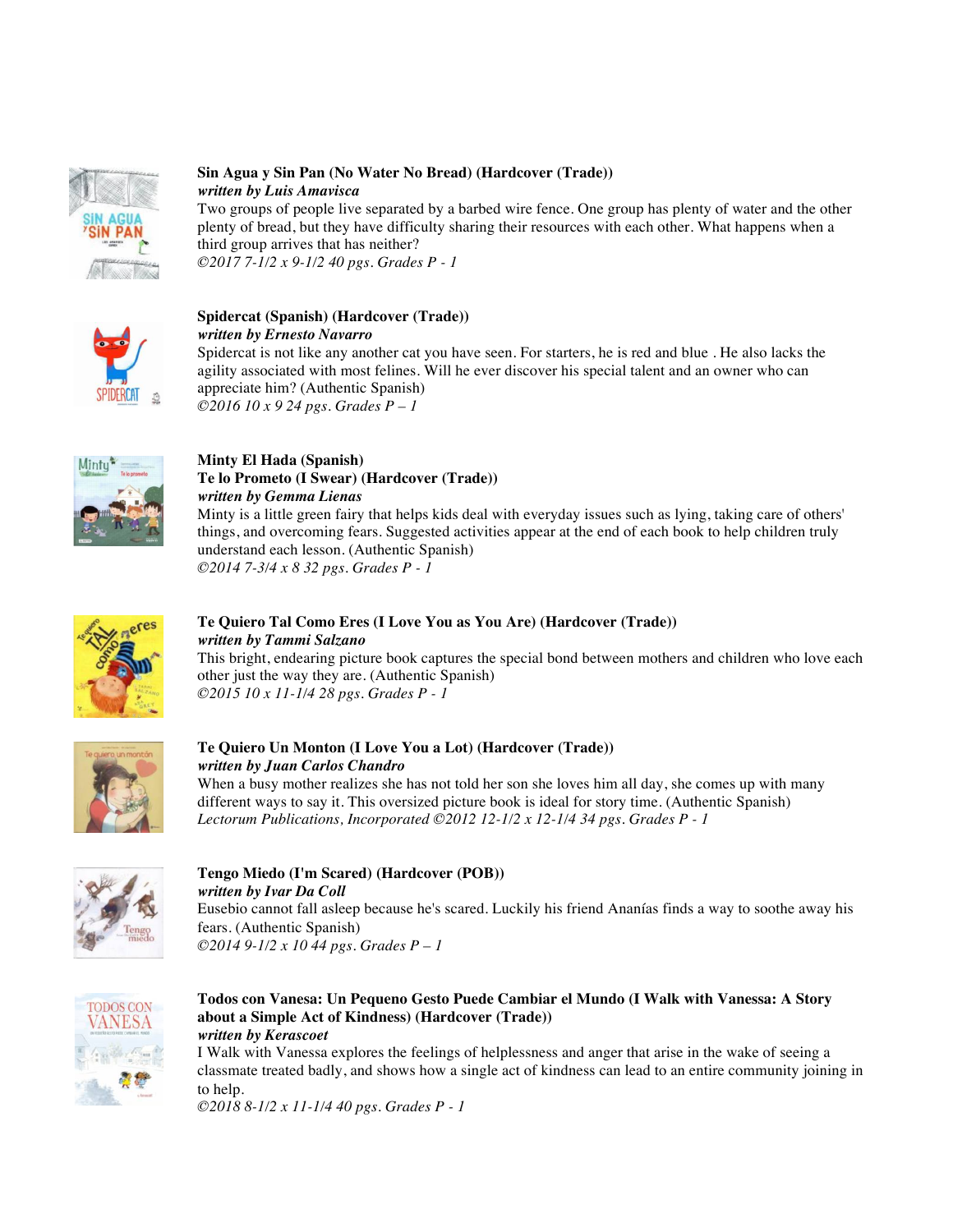**Sin Agua y Sin Pan (No Water No Bread) (Hardcover (Trade))**
***written by Luis Amavisca***
Two groups of people live separated by a barbed wire fence. One group has plenty of water and the other plenty of bread, but they have difficulty sharing their resources with each other. What happens when a third group arrives that has neither?
*©2017 7-1/2 x 9-1/2 40 pgs. Grades P - 1*

**Spidercat (Spanish) (Hardcover (Trade))**
***written by Ernesto Navarro***
Spidercat is not like any another cat you have seen. For starters, he is red and blue . He also lacks the agility associated with most felines. Will he ever discover his special talent and an owner who can appreciate him? (Authentic Spanish)
*©2016 10 x 9 24 pgs. Grades P – 1*

**Minty El Hada (Spanish)**
**Te lo Prometo (I Swear) (Hardcover (Trade))**
***written by Gemma Lienas***
Minty is a little green fairy that helps kids deal with everyday issues such as lying, taking care of others' things, and overcoming fears. Suggested activities appear at the end of each book to help children truly understand each lesson. (Authentic Spanish)
*©2014 7-3/4 x 8 32 pgs. Grades P - 1*

**Te Quiero Tal Como Eres (I Love You as You Are) (Hardcover (Trade))**
***written by Tammi Salzano***
This bright, endearing picture book captures the special bond between mothers and children who love each other just the way they are. (Authentic Spanish)
*©2015 10 x 11-1/4 28 pgs. Grades P - 1*

**Te Quiero Un Monton (I Love You a Lot) (Hardcover (Trade))**
***written by Juan Carlos Chandro***
When a busy mother realizes she has not told her son she loves him all day, she comes up with many different ways to say it. This oversized picture book is ideal for story time. (Authentic Spanish)
*Lectorum Publications, Incorporated ©2012 12-1/2 x 12-1/4 34 pgs. Grades P - 1*

**Tengo Miedo (I'm Scared) (Hardcover (POB))**
***written by Ivar Da Coll***
Eusebio cannot fall asleep because he's scared. Luckily his friend Ananías finds a way to soothe away his fears. (Authentic Spanish)
*©2014 9-1/2 x 10 44 pgs. Grades P – 1*

**Todos con Vanesa: Un Pequeno Gesto Puede Cambiar el Mundo (I Walk with Vanessa: A Story about a Simple Act of Kindness) (Hardcover (Trade))**
***written by Kerascoet***
I Walk with Vanessa explores the feelings of helplessness and anger that arise in the wake of seeing a classmate treated badly, and shows how a single act of kindness can lead to an entire community joining in to help.
*©2018 8-1/2 x 11-1/4 40 pgs. Grades P - 1*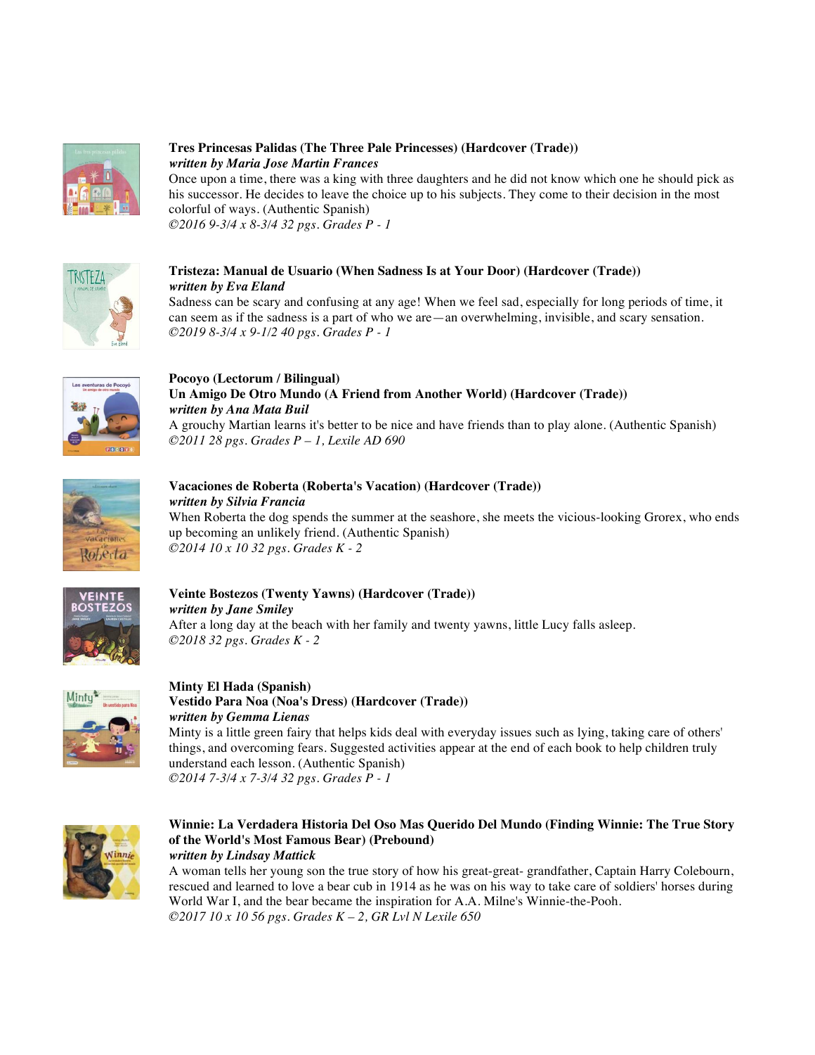**Tres Princesas Palidas (The Three Pale Princesses) (Hardcover (Trade))**
***written by Maria Jose Martin Frances***
Once upon a time, there was a king with three daughters and he did not know which one he should pick as his successor. He decides to leave the choice up to his subjects. They come to their decision in the most colorful of ways. (Authentic Spanish)
*©2016 9-3/4 x 8-3/4 32 pgs. Grades P - 1*

**Tristeza: Manual de Usuario (When Sadness Is at Your Door) (Hardcover (Trade))**
***written by Eva Eland***
Sadness can be scary and confusing at any age! When we feel sad, especially for long periods of time, it can seem as if the sadness is a part of who we are—an overwhelming, invisible, and scary sensation.
*©2019 8-3/4 x 9-1/2 40 pgs. Grades P - 1*

**Pocoyo (Lectorum / Bilingual)**
**Un Amigo De Otro Mundo (A Friend from Another World) (Hardcover (Trade))**
***written by Ana Mata Buil***
A grouchy Martian learns it's better to be nice and have friends than to play alone. (Authentic Spanish)
*©2011 28 pgs. Grades P – 1, Lexile AD 690*

**Vacaciones de Roberta (Roberta's Vacation) (Hardcover (Trade))**
***written by Silvia Francia***
When Roberta the dog spends the summer at the seashore, she meets the vicious-looking Grorex, who ends up becoming an unlikely friend. (Authentic Spanish)
*©2014 10 x 10 32 pgs. Grades K - 2*

**Veinte Bostezos (Twenty Yawns) (Hardcover (Trade))**
***written by Jane Smiley***
After a long day at the beach with her family and twenty yawns, little Lucy falls asleep.
*©2018 32 pgs. Grades K - 2*

**Minty El Hada (Spanish)**
**Vestido Para Noa (Noa's Dress) (Hardcover (Trade))**
***written by Gemma Lienas***
Minty is a little green fairy that helps kids deal with everyday issues such as lying, taking care of others' things, and overcoming fears. Suggested activities appear at the end of each book to help children truly understand each lesson. (Authentic Spanish)
*©2014 7-3/4 x 7-3/4 32 pgs. Grades P - 1*

**Winnie: La Verdadera Historia Del Oso Mas Querido Del Mundo (Finding Winnie: The True Story of the World's Most Famous Bear) (Prebound)**
***written by Lindsay Mattick***
A woman tells her young son the true story of how his great-great- grandfather, Captain Harry Colebourn, rescued and learned to love a bear cub in 1914 as he was on his way to take care of soldiers' horses during World War I, and the bear became the inspiration for A.A. Milne's Winnie-the-Pooh.
*©2017 10 x 10 56 pgs. Grades K – 2, GR Lvl N Lexile 650*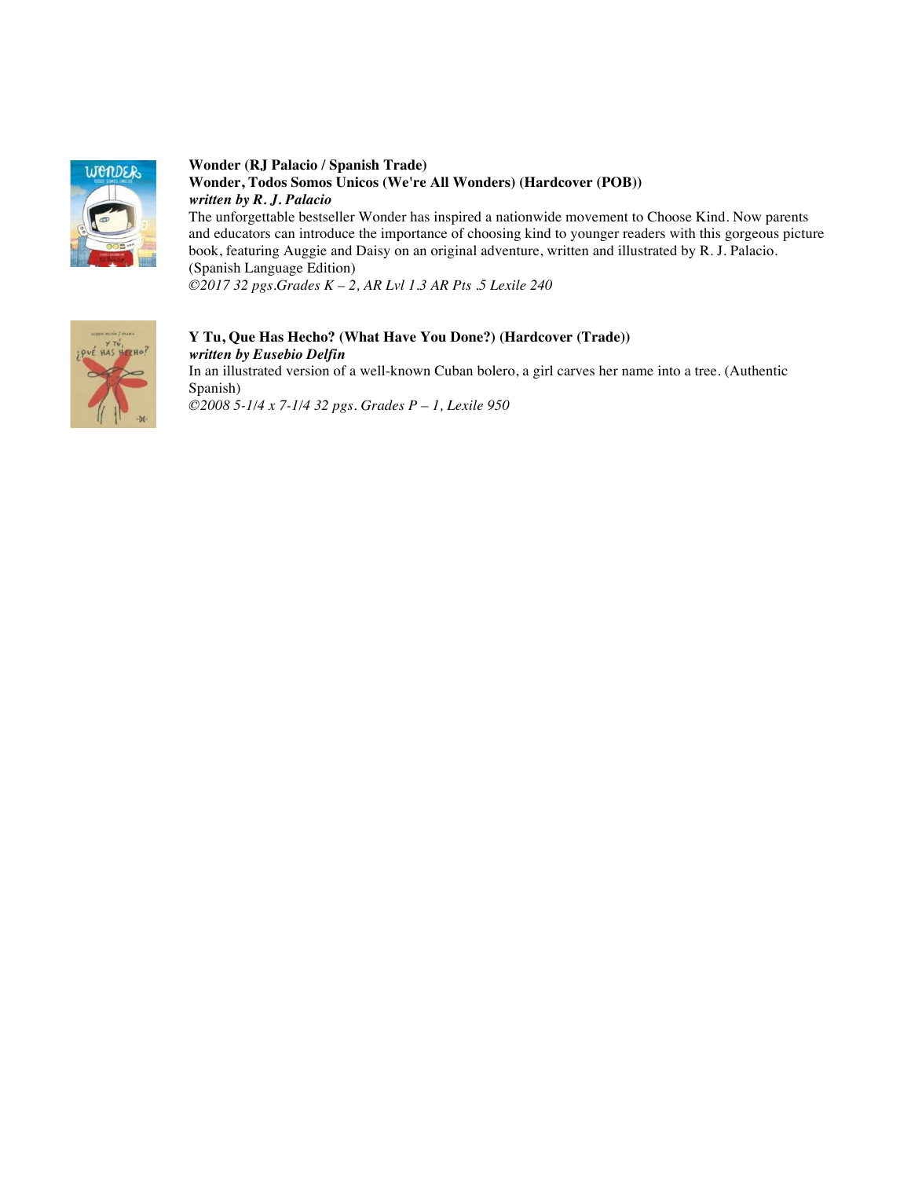**Wonder (RJ Palacio / Spanish Trade)**
**Wonder, Todos Somos Unicos (We're All Wonders) (Hardcover (POB))**
***written by R. J. Palacio***
The unforgettable bestseller Wonder has inspired a nationwide movement to Choose Kind. Now parents and educators can introduce the importance of choosing kind to younger readers with this gorgeous picture book, featuring Auggie and Daisy on an original adventure, written and illustrated by R. J. Palacio. (Spanish Language Edition)
*©2017 32 pgs.Grades K – 2, AR Lvl 1.3 AR Pts .5 Lexile 240*

**Y Tu, Que Has Hecho? (What Have You Done?) (Hardcover (Trade))**
***written by Eusebio Delfin***
In an illustrated version of a well-known Cuban bolero, a girl carves her name into a tree. (Authentic Spanish)
*©2008 5-1/4 x 7-1/4 32 pgs. Grades P – 1, Lexile 950*